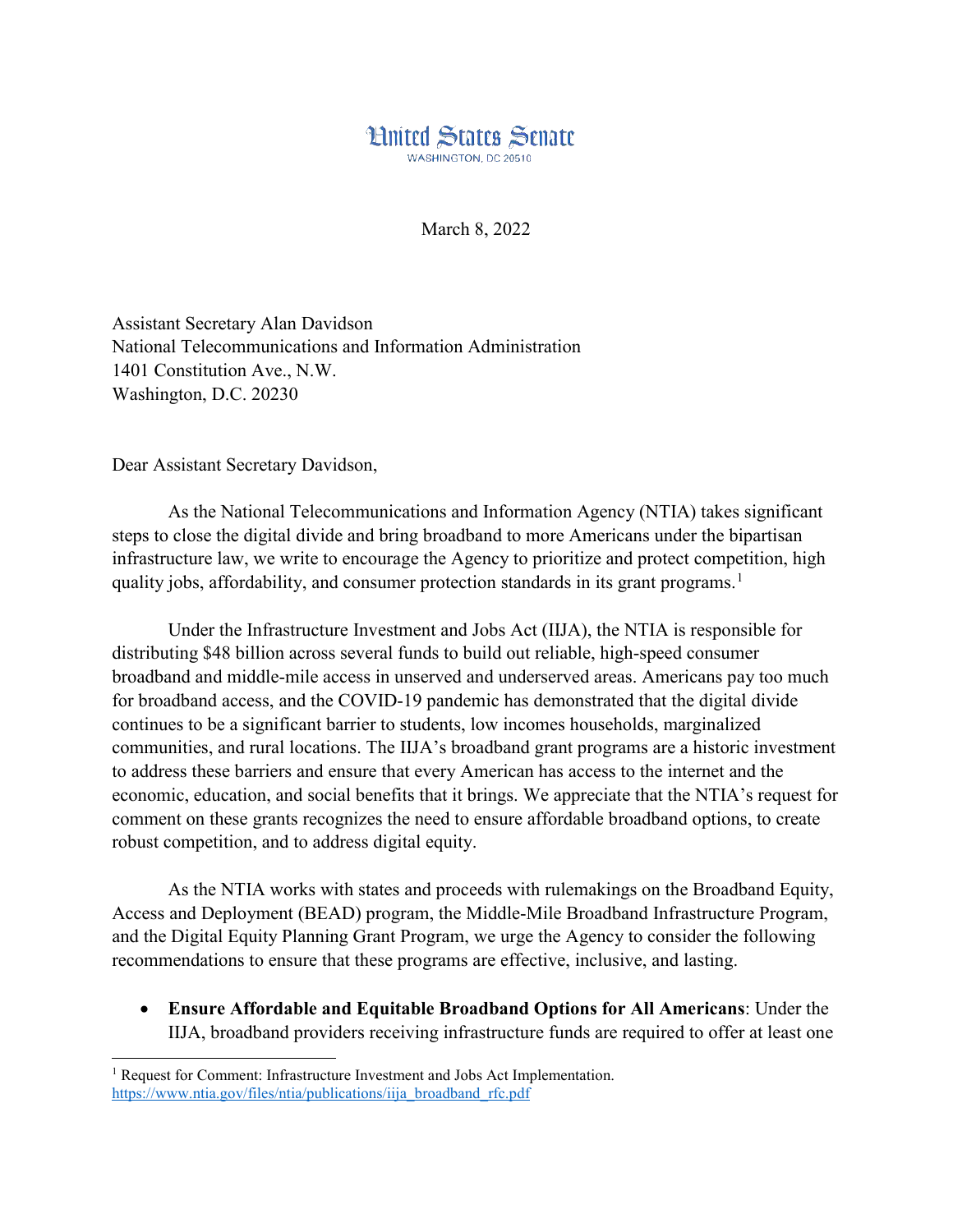United States Senate
WASHINGTON, DC 20510

March 8, 2022

Assistant Secretary Alan Davidson
National Telecommunications and Information Administration
1401 Constitution Ave., N.W.
Washington, D.C. 20230

Dear Assistant Secretary Davidson,

As the National Telecommunications and Information Agency (NTIA) takes significant steps to close the digital divide and bring broadband to more Americans under the bipartisan infrastructure law, we write to encourage the Agency to prioritize and protect competition, high quality jobs, affordability, and consumer protection standards in its grant programs.[1]

Under the Infrastructure Investment and Jobs Act (IIJA), the NTIA is responsible for distributing $48 billion across several funds to build out reliable, high-speed consumer broadband and middle-mile access in unserved and underserved areas. Americans pay too much for broadband access, and the COVID-19 pandemic has demonstrated that the digital divide continues to be a significant barrier to students, low incomes households, marginalized communities, and rural locations. The IIJA's broadband grant programs are a historic investment to address these barriers and ensure that every American has access to the internet and the economic, education, and social benefits that it brings. We appreciate that the NTIA's request for comment on these grants recognizes the need to ensure affordable broadband options, to create robust competition, and to address digital equity.

As the NTIA works with states and proceeds with rulemakings on the Broadband Equity, Access and Deployment (BEAD) program, the Middle-Mile Broadband Infrastructure Program, and the Digital Equity Planning Grant Program, we urge the Agency to consider the following recommendations to ensure that these programs are effective, inclusive, and lasting.

- **Ensure Affordable and Equitable Broadband Options for All Americans**: Under the IIJA, broadband providers receiving infrastructure funds are required to offer at least one

[1] Request for Comment: Infrastructure Investment and Jobs Act Implementation. https://www.ntia.gov/files/ntia/publications/iija_broadband_rfc.pdf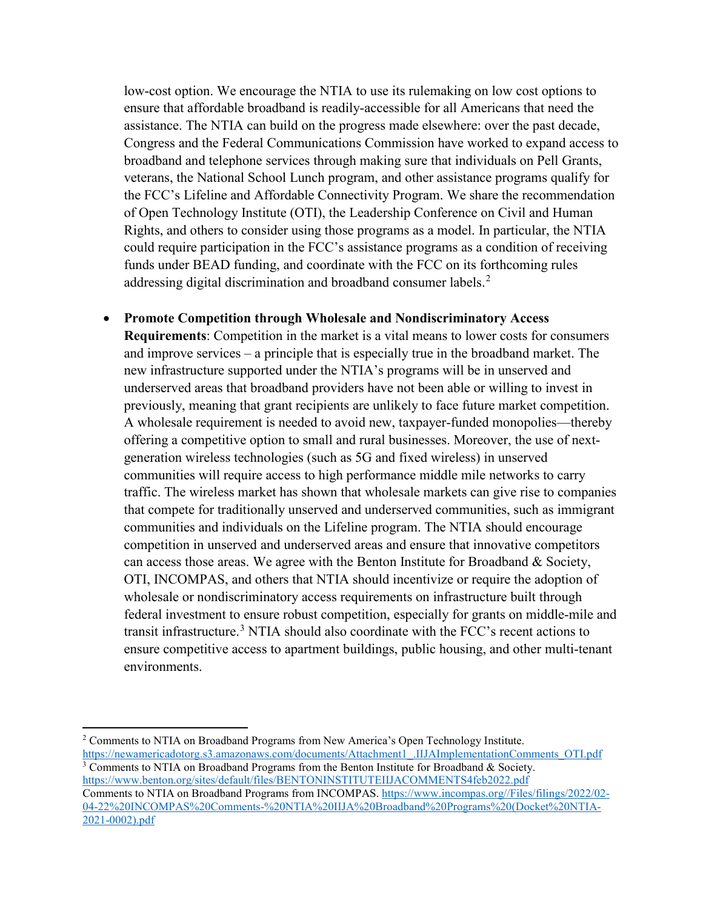low-cost option. We encourage the NTIA to use its rulemaking on low cost options to ensure that affordable broadband is readily-accessible for all Americans that need the assistance. The NTIA can build on the progress made elsewhere: over the past decade, Congress and the Federal Communications Commission have worked to expand access to broadband and telephone services through making sure that individuals on Pell Grants, veterans, the National School Lunch program, and other assistance programs qualify for the FCC's Lifeline and Affordable Connectivity Program. We share the recommendation of Open Technology Institute (OTI), the Leadership Conference on Civil and Human Rights, and others to consider using those programs as a model. In particular, the NTIA could require participation in the FCC's assistance programs as a condition of receiving funds under BEAD funding, and coordinate with the FCC on its forthcoming rules addressing digital discrimination and broadband consumer labels.[2]

- **Promote Competition through Wholesale and Nondiscriminatory Access Requirements**: Competition in the market is a vital means to lower costs for consumers and improve services – a principle that is especially true in the broadband market. The new infrastructure supported under the NTIA's programs will be in unserved and underserved areas that broadband providers have not been able or willing to invest in previously, meaning that grant recipients are unlikely to face future market competition. A wholesale requirement is needed to avoid new, taxpayer-funded monopolies—thereby offering a competitive option to small and rural businesses. Moreover, the use of next-generation wireless technologies (such as 5G and fixed wireless) in unserved communities will require access to high performance middle mile networks to carry traffic. The wireless market has shown that wholesale markets can give rise to companies that compete for traditionally unserved and underserved communities, such as immigrant communities and individuals on the Lifeline program. The NTIA should encourage competition in unserved and underserved areas and ensure that innovative competitors can access those areas. We agree with the Benton Institute for Broadband & Society, OTI, INCOMPAS, and others that NTIA should incentivize or require the adoption of wholesale or nondiscriminatory access requirements on infrastructure built through federal investment to ensure robust competition, especially for grants on middle-mile and transit infrastructure.[3] NTIA should also coordinate with the FCC's recent actions to ensure competitive access to apartment buildings, public housing, and other multi-tenant environments.

---

[2] Comments to NTIA on Broadband Programs from New America's Open Technology Institute. https://newamericadotorg.s3.amazonaws.com/documents/Attachment1_.IIJAImplementationComments_OTI.pdf

[3] Comments to NTIA on Broadband Programs from the Benton Institute for Broadband & Society. https://www.benton.org/sites/default/files/BENTONINSTITUTEIIJACOMMENTS4feb2022.pdf

Comments to NTIA on Broadband Programs from INCOMPAS. https://www.incompas.org//Files/filings/2022/02-04-22%20INCOMPAS%20Comments-%20NTIA%20IIJA%20Broadband%20Programs%20(Docket%20NTIA-2021-0002).pdf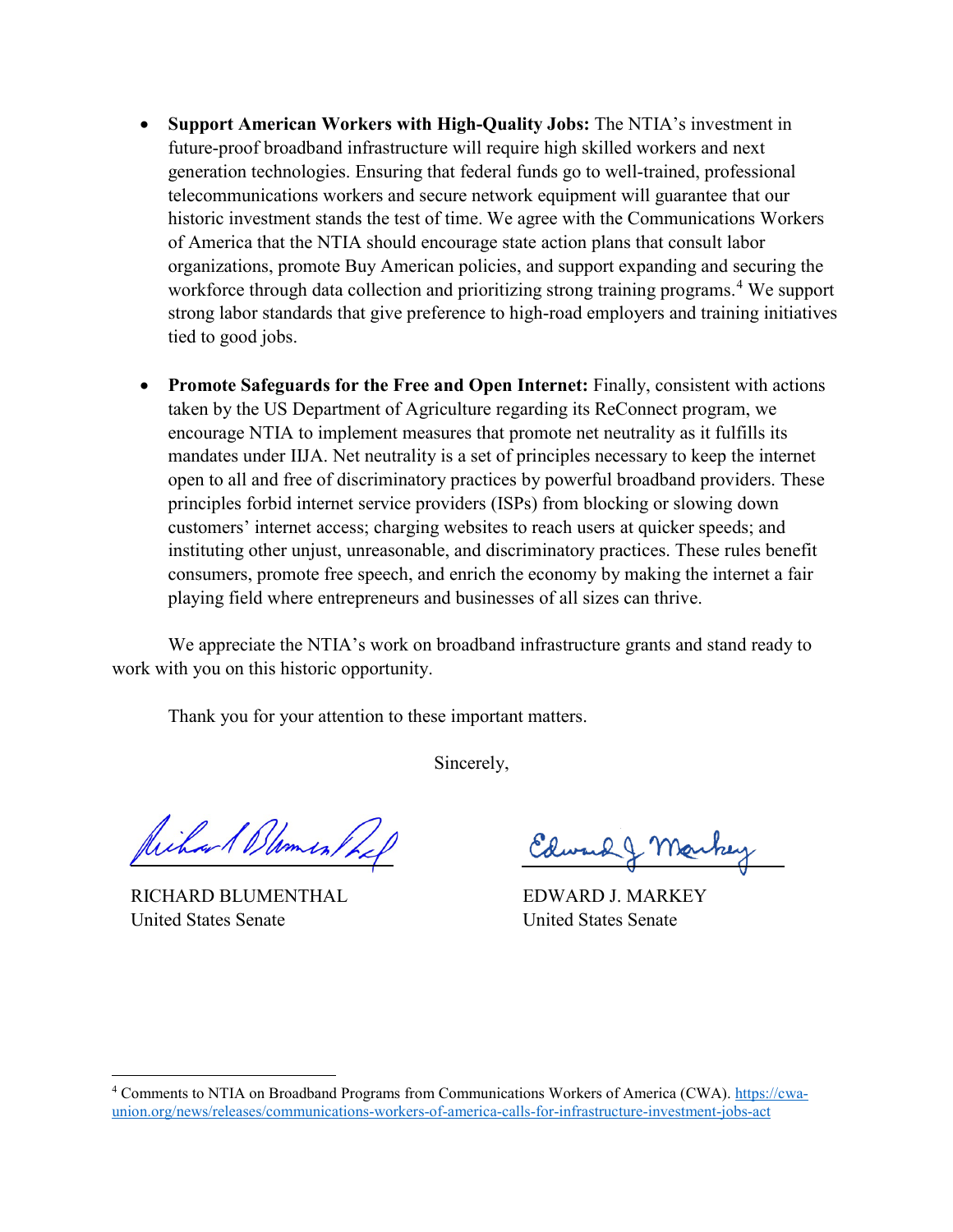- **Support American Workers with High-Quality Jobs:** The NTIA's investment in future-proof broadband infrastructure will require high skilled workers and next generation technologies. Ensuring that federal funds go to well-trained, professional telecommunications workers and secure network equipment will guarantee that our historic investment stands the test of time. We agree with the Communications Workers of America that the NTIA should encourage state action plans that consult labor organizations, promote Buy American policies, and support expanding and securing the workforce through data collection and prioritizing strong training programs.[4] We support strong labor standards that give preference to high-road employers and training initiatives tied to good jobs.

- **Promote Safeguards for the Free and Open Internet:** Finally, consistent with actions taken by the US Department of Agriculture regarding its ReConnect program, we encourage NTIA to implement measures that promote net neutrality as it fulfills its mandates under IIJA. Net neutrality is a set of principles necessary to keep the internet open to all and free of discriminatory practices by powerful broadband providers. These principles forbid internet service providers (ISPs) from blocking or slowing down customers' internet access; charging websites to reach users at quicker speeds; and instituting other unjust, unreasonable, and discriminatory practices. These rules benefit consumers, promote free speech, and enrich the economy by making the internet a fair playing field where entrepreneurs and businesses of all sizes can thrive.

We appreciate the NTIA's work on broadband infrastructure grants and stand ready to work with you on this historic opportunity.

Thank you for your attention to these important matters.

Sincerely,

RICHARD BLUMENTHAL
United States Senate

EDWARD J. MARKEY
United States Senate

---

[4] Comments to NTIA on Broadband Programs from Communications Workers of America (CWA). https://cwa-union.org/news/releases/communications-workers-of-america-calls-for-infrastructure-investment-jobs-act